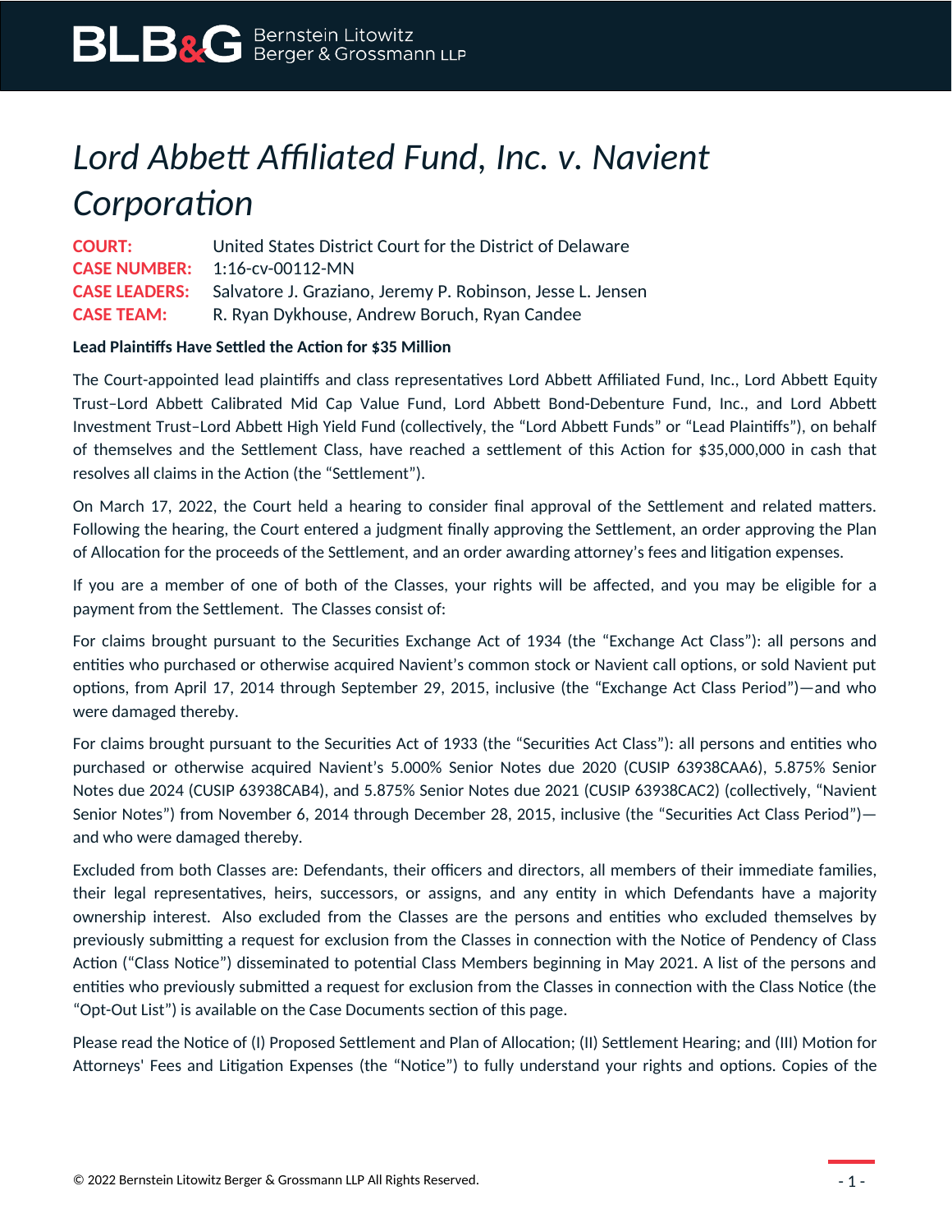# *Lord Abbett Affiliated Fund, Inc. v. Navient Corporation*

**COURT:** United States District Court for the District of Delaware
**CASE NUMBER:** 1:16-cv-00112-MN
**CASE LEADERS:** Salvatore J. Graziano, Jeremy P. Robinson, Jesse L. Jensen
**CASE TEAM:** R. Ryan Dykhouse, Andrew Boruch, Ryan Candee

**Lead Plaintiffs Have Settled the Action for $35 Million**

The Court-appointed lead plaintiffs and class representatives Lord Abbett Affiliated Fund, Inc., Lord Abbett Equity Trust–Lord Abbett Calibrated Mid Cap Value Fund, Lord Abbett Bond-Debenture Fund, Inc., and Lord Abbett Investment Trust–Lord Abbett High Yield Fund (collectively, the "Lord Abbett Funds" or "Lead Plaintiffs"), on behalf of themselves and the Settlement Class, have reached a settlement of this Action for $35,000,000 in cash that resolves all claims in the Action (the "Settlement").

On March 17, 2022, the Court held a hearing to consider final approval of the Settlement and related matters. Following the hearing, the Court entered a judgment finally approving the Settlement, an order approving the Plan of Allocation for the proceeds of the Settlement, and an order awarding attorney's fees and litigation expenses.

If you are a member of one of both of the Classes, your rights will be affected, and you may be eligible for a payment from the Settlement. The Classes consist of:

For claims brought pursuant to the Securities Exchange Act of 1934 (the "Exchange Act Class"): all persons and entities who purchased or otherwise acquired Navient's common stock or Navient call options, or sold Navient put options, from April 17, 2014 through September 29, 2015, inclusive (the "Exchange Act Class Period")—and who were damaged thereby.

For claims brought pursuant to the Securities Act of 1933 (the "Securities Act Class"): all persons and entities who purchased or otherwise acquired Navient's 5.000% Senior Notes due 2020 (CUSIP 63938CAA6), 5.875% Senior Notes due 2024 (CUSIP 63938CAB4), and 5.875% Senior Notes due 2021 (CUSIP 63938CAC2) (collectively, "Navient Senior Notes") from November 6, 2014 through December 28, 2015, inclusive (the "Securities Act Class Period")—and who were damaged thereby.

Excluded from both Classes are: Defendants, their officers and directors, all members of their immediate families, their legal representatives, heirs, successors, or assigns, and any entity in which Defendants have a majority ownership interest. Also excluded from the Classes are the persons and entities who excluded themselves by previously submitting a request for exclusion from the Classes in connection with the Notice of Pendency of Class Action ("Class Notice") disseminated to potential Class Members beginning in May 2021. A list of the persons and entities who previously submitted a request for exclusion from the Classes in connection with the Class Notice (the "Opt-Out List") is available on the Case Documents section of this page.

Please read the Notice of (I) Proposed Settlement and Plan of Allocation; (II) Settlement Hearing; and (III) Motion for Attorneys' Fees and Litigation Expenses (the "Notice") to fully understand your rights and options. Copies of the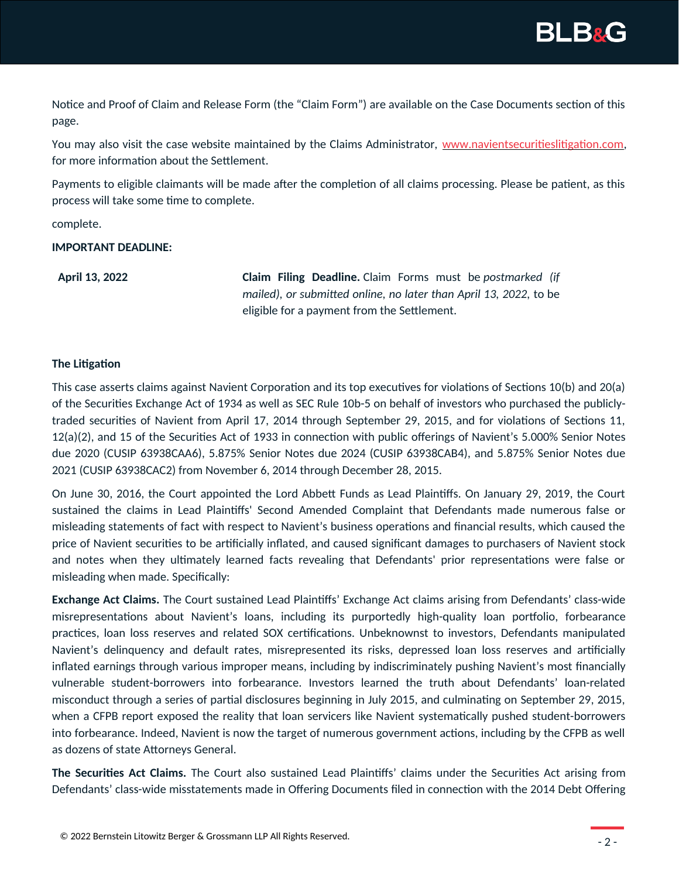Notice and Proof of Claim and Release Form (the "Claim Form") are available on the Case Documents section of this page.

You may also visit the case website maintained by the Claims Administrator, www.navientsecuritieslitigation.com, for more information about the Settlement.

Payments to eligible claimants will be made after the completion of all claims processing. Please be patient, as this process will take some time to complete.

complete.

**IMPORTANT DEADLINE:**

| | |
|---|---|
| **April 13, 2022** | **Claim Filing Deadline.** Claim Forms must be *postmarked (if mailed)*, *or submitted online*, *no later than April 13, 2022*, to be eligible for a payment from the Settlement. |

**The Litigation**

This case asserts claims against Navient Corporation and its top executives for violations of Sections 10(b) and 20(a) of the Securities Exchange Act of 1934 as well as SEC Rule 10b-5 on behalf of investors who purchased the publicly-traded securities of Navient from April 17, 2014 through September 29, 2015, and for violations of Sections 11, 12(a)(2), and 15 of the Securities Act of 1933 in connection with public offerings of Navient's 5.000% Senior Notes due 2020 (CUSIP 63938CAA6), 5.875% Senior Notes due 2024 (CUSIP 63938CAB4), and 5.875% Senior Notes due 2021 (CUSIP 63938CAC2) from November 6, 2014 through December 28, 2015.

On June 30, 2016, the Court appointed the Lord Abbett Funds as Lead Plaintiffs. On January 29, 2019, the Court sustained the claims in Lead Plaintiffs' Second Amended Complaint that Defendants made numerous false or misleading statements of fact with respect to Navient's business operations and financial results, which caused the price of Navient securities to be artificially inflated, and caused significant damages to purchasers of Navient stock and notes when they ultimately learned facts revealing that Defendants' prior representations were false or misleading when made. Specifically:

**Exchange Act Claims.** The Court sustained Lead Plaintiffs' Exchange Act claims arising from Defendants' class-wide misrepresentations about Navient's loans, including its purportedly high-quality loan portfolio, forbearance practices, loan loss reserves and related SOX certifications. Unbeknownst to investors, Defendants manipulated Navient's delinquency and default rates, misrepresented its risks, depressed loan loss reserves and artificially inflated earnings through various improper means, including by indiscriminately pushing Navient's most financially vulnerable student-borrowers into forbearance. Investors learned the truth about Defendants' loan-related misconduct through a series of partial disclosures beginning in July 2015, and culminating on September 29, 2015, when a CFPB report exposed the reality that loan servicers like Navient systematically pushed student-borrowers into forbearance. Indeed, Navient is now the target of numerous government actions, including by the CFPB as well as dozens of state Attorneys General.

**The Securities Act Claims.** The Court also sustained Lead Plaintiffs' claims under the Securities Act arising from Defendants' class-wide misstatements made in Offering Documents filed in connection with the 2014 Debt Offering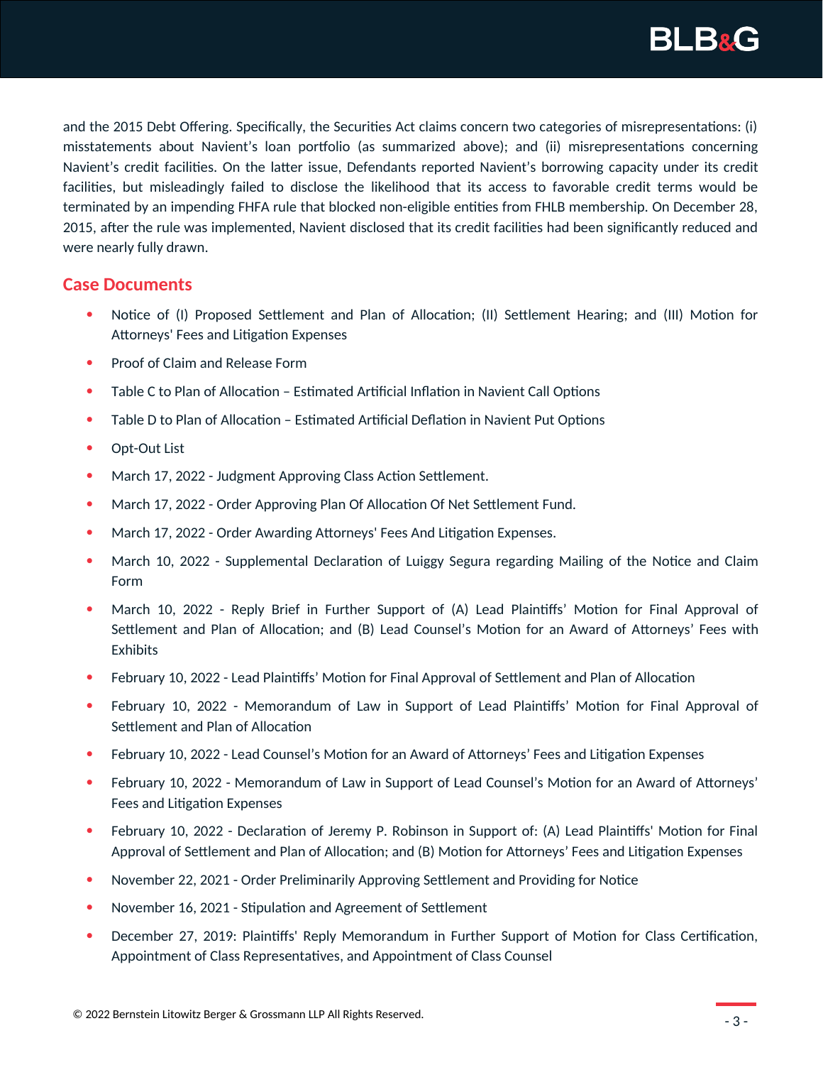and the 2015 Debt Offering. Specifically, the Securities Act claims concern two categories of misrepresentations: (i) misstatements about Navient's loan portfolio (as summarized above); and (ii) misrepresentations concerning Navient's credit facilities. On the latter issue, Defendants reported Navient's borrowing capacity under its credit facilities, but misleadingly failed to disclose the likelihood that its access to favorable credit terms would be terminated by an impending FHFA rule that blocked non-eligible entities from FHLB membership. On December 28, 2015, after the rule was implemented, Navient disclosed that its credit facilities had been significantly reduced and were nearly fully drawn.

## Case Documents

- Notice of (I) Proposed Settlement and Plan of Allocation; (II) Settlement Hearing; and (III) Motion for Attorneys' Fees and Litigation Expenses
- Proof of Claim and Release Form
- Table C to Plan of Allocation – Estimated Artificial Inflation in Navient Call Options
- Table D to Plan of Allocation – Estimated Artificial Deflation in Navient Put Options
- Opt-Out List
- March 17, 2022 - Judgment Approving Class Action Settlement.
- March 17, 2022 - Order Approving Plan Of Allocation Of Net Settlement Fund.
- March 17, 2022 - Order Awarding Attorneys' Fees And Litigation Expenses.
- March 10, 2022 - Supplemental Declaration of Luiggy Segura regarding Mailing of the Notice and Claim Form
- March 10, 2022 - Reply Brief in Further Support of (A) Lead Plaintiffs' Motion for Final Approval of Settlement and Plan of Allocation; and (B) Lead Counsel's Motion for an Award of Attorneys' Fees with Exhibits
- February 10, 2022 - Lead Plaintiffs' Motion for Final Approval of Settlement and Plan of Allocation
- February 10, 2022 - Memorandum of Law in Support of Lead Plaintiffs' Motion for Final Approval of Settlement and Plan of Allocation
- February 10, 2022 - Lead Counsel's Motion for an Award of Attorneys' Fees and Litigation Expenses
- February 10, 2022 - Memorandum of Law in Support of Lead Counsel's Motion for an Award of Attorneys' Fees and Litigation Expenses
- February 10, 2022 - Declaration of Jeremy P. Robinson in Support of: (A) Lead Plaintiffs' Motion for Final Approval of Settlement and Plan of Allocation; and (B) Motion for Attorneys' Fees and Litigation Expenses
- November 22, 2021 - Order Preliminarily Approving Settlement and Providing for Notice
- November 16, 2021 - Stipulation and Agreement of Settlement
- December 27, 2019: Plaintiffs' Reply Memorandum in Further Support of Motion for Class Certification, Appointment of Class Representatives, and Appointment of Class Counsel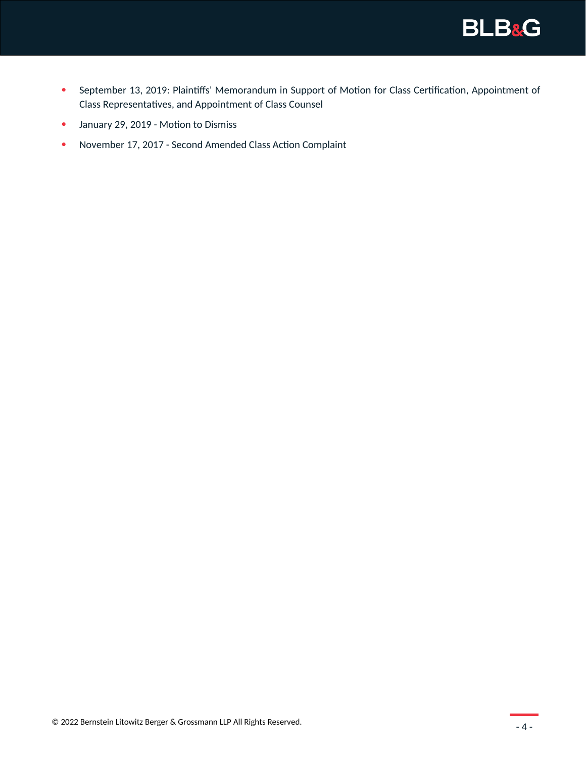- September 13, 2019: Plaintiffs' Memorandum in Support of Motion for Class Certification, Appointment of Class Representatives, and Appointment of Class Counsel
- January 29, 2019 - Motion to Dismiss
- November 17, 2017 - Second Amended Class Action Complaint